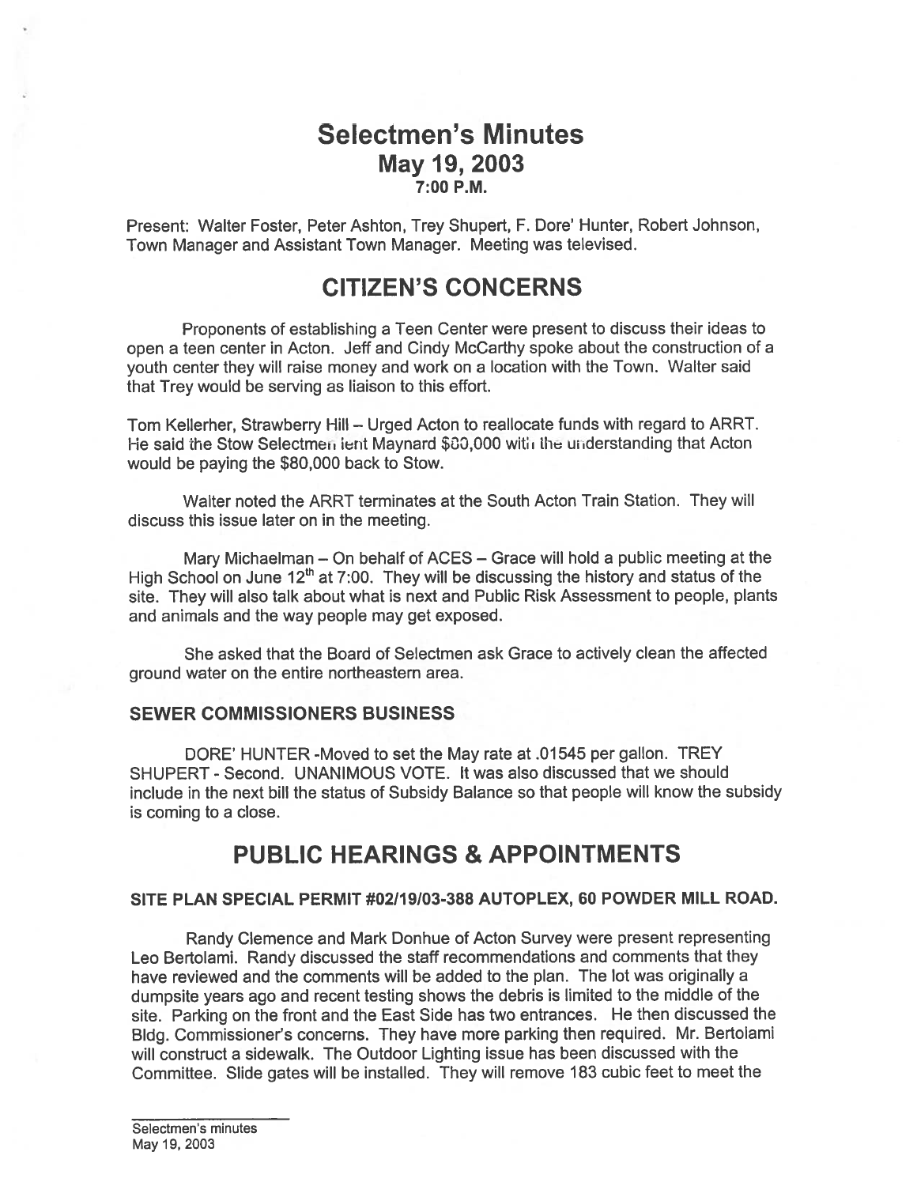# Selectmen's Minutes
## May 19, 2003
### 7:00 P.M.

Present: Walter Foster, Peter Ashton, Trey Shupert, F. Dore' Hunter, Robert Johnson, Town Manager and Assistant Town Manager. Meeting was televised.

# CITIZEN'S CONCERNS

Proponents of establishing a Teen Center were present to discuss their ideas to open a teen center in Acton. Jeff and Cindy McCarthy spoke about the construction of a youth center they will raise money and work on a location with the Town. Walter said that Trey would be serving as liaison to this effort.

Tom Kellerher, Strawberry Hill – Urged Acton to reallocate funds with regard to ARRT. He said the Stow Selectmen lent Maynard $80,000 with the understanding that Acton would be paying the $80,000 back to Stow.

Walter noted the ARRT terminates at the South Acton Train Station. They will discuss this issue later on in the meeting.

Mary Michaelman – On behalf of ACES – Grace will hold a public meeting at the High School on June 12th at 7:00. They will be discussing the history and status of the site. They will also talk about what is next and Public Risk Assessment to people, plants and animals and the way people may get exposed.

She asked that the Board of Selectmen ask Grace to actively clean the affected ground water on the entire northeastern area.

### SEWER COMMISSIONERS BUSINESS

DORE' HUNTER -Moved to set the May rate at .01545 per gallon. TREY SHUPERT - Second. UNANIMOUS VOTE. It was also discussed that we should include in the next bill the status of Subsidy Balance so that people will know the subsidy is coming to a close.

# PUBLIC HEARINGS & APPOINTMENTS

### SITE PLAN SPECIAL PERMIT #02/19/03-388 AUTOPLEX, 60 POWDER MILL ROAD.

Randy Clemence and Mark Donhue of Acton Survey were present representing Leo Bertolami. Randy discussed the staff recommendations and comments that they have reviewed and the comments will be added to the plan. The lot was originally a dumpsite years ago and recent testing shows the debris is limited to the middle of the site. Parking on the front and the East Side has two entrances. He then discussed the Bldg. Commissioner's concerns. They have more parking then required. Mr. Bertolami will construct a sidewalk. The Outdoor Lighting issue has been discussed with the Committee. Slide gates will be installed. They will remove 183 cubic feet to meet the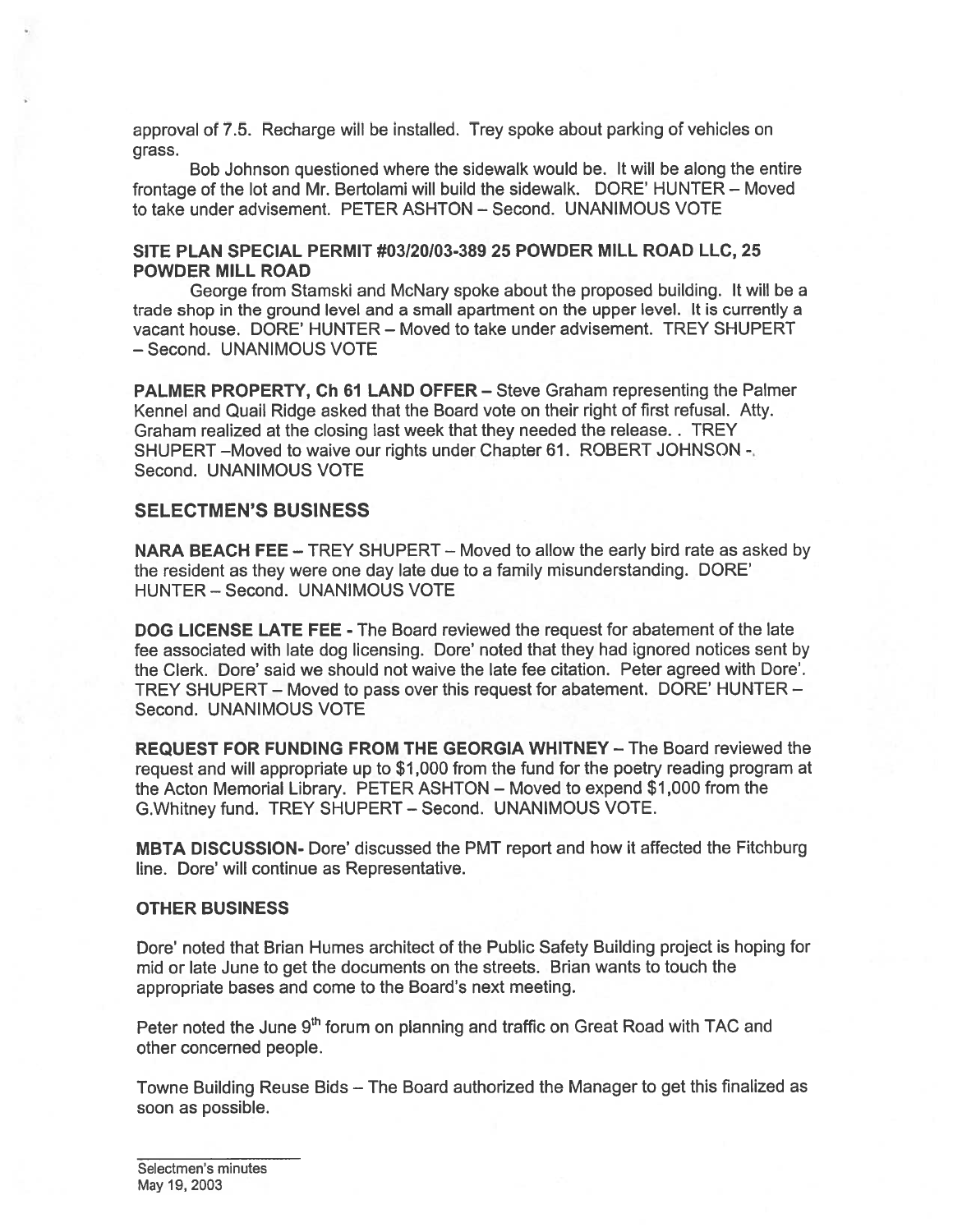approval of 7.5. Recharge will be installed. Trey spoke about parking of vehicles on grass.

Bob Johnson questioned where the sidewalk would be. It will be along the entire frontage of the lot and Mr. Bertolami will build the sidewalk. DORE' HUNTER – Moved to take under advisement. PETER ASHTON – Second. UNANIMOUS VOTE

**SITE PLAN SPECIAL PERMIT #03/20/03-389 25 POWDER MILL ROAD LLC, 25 POWDER MILL ROAD**

George from Stamski and McNary spoke about the proposed building. It will be a trade shop in the ground level and a small apartment on the upper level. It is currently a vacant house. DORE' HUNTER – Moved to take under advisement. TREY SHUPERT – Second. UNANIMOUS VOTE

**PALMER PROPERTY, Ch 61 LAND OFFER** – Steve Graham representing the Palmer Kennel and Quail Ridge asked that the Board vote on their right of first refusal. Atty. Graham realized at the closing last week that they needed the release. . TREY SHUPERT –Moved to waive our rights under Chapter 61. ROBERT JOHNSON - Second. UNANIMOUS VOTE

## SELECTMEN'S BUSINESS

**NARA BEACH FEE** – TREY SHUPERT – Moved to allow the early bird rate as asked by the resident as they were one day late due to a family misunderstanding. DORE' HUNTER – Second. UNANIMOUS VOTE

**DOG LICENSE LATE FEE** - The Board reviewed the request for abatement of the late fee associated with late dog licensing. Dore' noted that they had ignored notices sent by the Clerk. Dore' said we should not waive the late fee citation. Peter agreed with Dore'. TREY SHUPERT – Moved to pass over this request for abatement. DORE' HUNTER – Second. UNANIMOUS VOTE

**REQUEST FOR FUNDING FROM THE GEORGIA WHITNEY** – The Board reviewed the request and will appropriate up to $1,000 from the fund for the poetry reading program at the Acton Memorial Library. PETER ASHTON – Moved to expend $1,000 from the G.Whitney fund. TREY SHUPERT – Second. UNANIMOUS VOTE.

**MBTA DISCUSSION**- Dore' discussed the PMT report and how it affected the Fitchburg line. Dore' will continue as Representative.

**OTHER BUSINESS**

Dore' noted that Brian Humes architect of the Public Safety Building project is hoping for mid or late June to get the documents on the streets. Brian wants to touch the appropriate bases and come to the Board's next meeting.

Peter noted the June 9th forum on planning and traffic on Great Road with TAC and other concerned people.

Towne Building Reuse Bids – The Board authorized the Manager to get this finalized as soon as possible.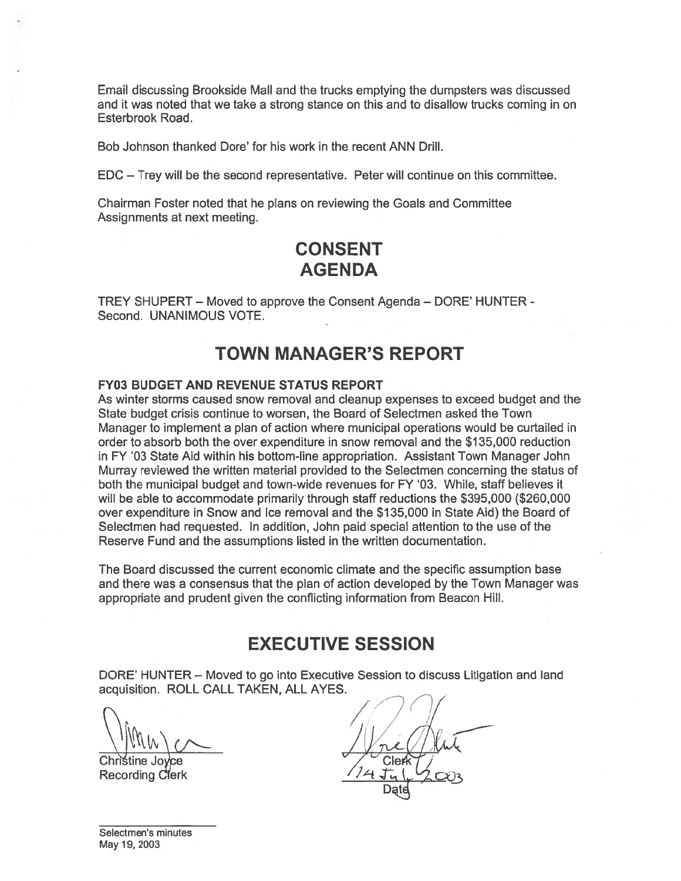Email discussing Brookside Mall and the trucks emptying the dumpsters was discussed and it was noted that we take a strong stance on this and to disallow trucks coming in on Esterbrook Road.

Bob Johnson thanked Dore' for his work in the recent ANN Drill.

EDC – Trey will be the second representative. Peter will continue on this committee.

Chairman Foster noted that he plans on reviewing the Goals and Committee Assignments at next meeting.

# CONSENT AGENDA

TREY SHUPERT – Moved to approve the Consent Agenda – DORE' HUNTER - Second. UNANIMOUS VOTE.

# TOWN MANAGER'S REPORT

**FY03 BUDGET AND REVENUE STATUS REPORT**

As winter storms caused snow removal and cleanup expenses to exceed budget and the State budget crisis continue to worsen, the Board of Selectmen asked the Town Manager to implement a plan of action where municipal operations would be curtailed in order to absorb both the over expenditure in snow removal and the $135,000 reduction in FY '03 State Aid within his bottom-line appropriation. Assistant Town Manager John Murray reviewed the written material provided to the Selectmen concerning the status of both the municipal budget and town-wide revenues for FY '03. While, staff believes it will be able to accommodate primarily through staff reductions the $395,000 ($260,000 over expenditure in Snow and Ice removal and the $135,000 in State Aid) the Board of Selectmen had requested. In addition, John paid special attention to the use of the Reserve Fund and the assumptions listed in the written documentation.

The Board discussed the current economic climate and the specific assumption base and there was a consensus that the plan of action developed by the Town Manager was appropriate and prudent given the conflicting information from Beacon Hill.

# EXECUTIVE SESSION

DORE' HUNTER – Moved to go into Executive Session to discuss Litigation and land acquisition. ROLL CALL TAKEN, ALL AYES.

Christine Joyce
Recording Clerk

Clerk
14 Jul 2003
Date

Selectmen's minutes
May 19, 2003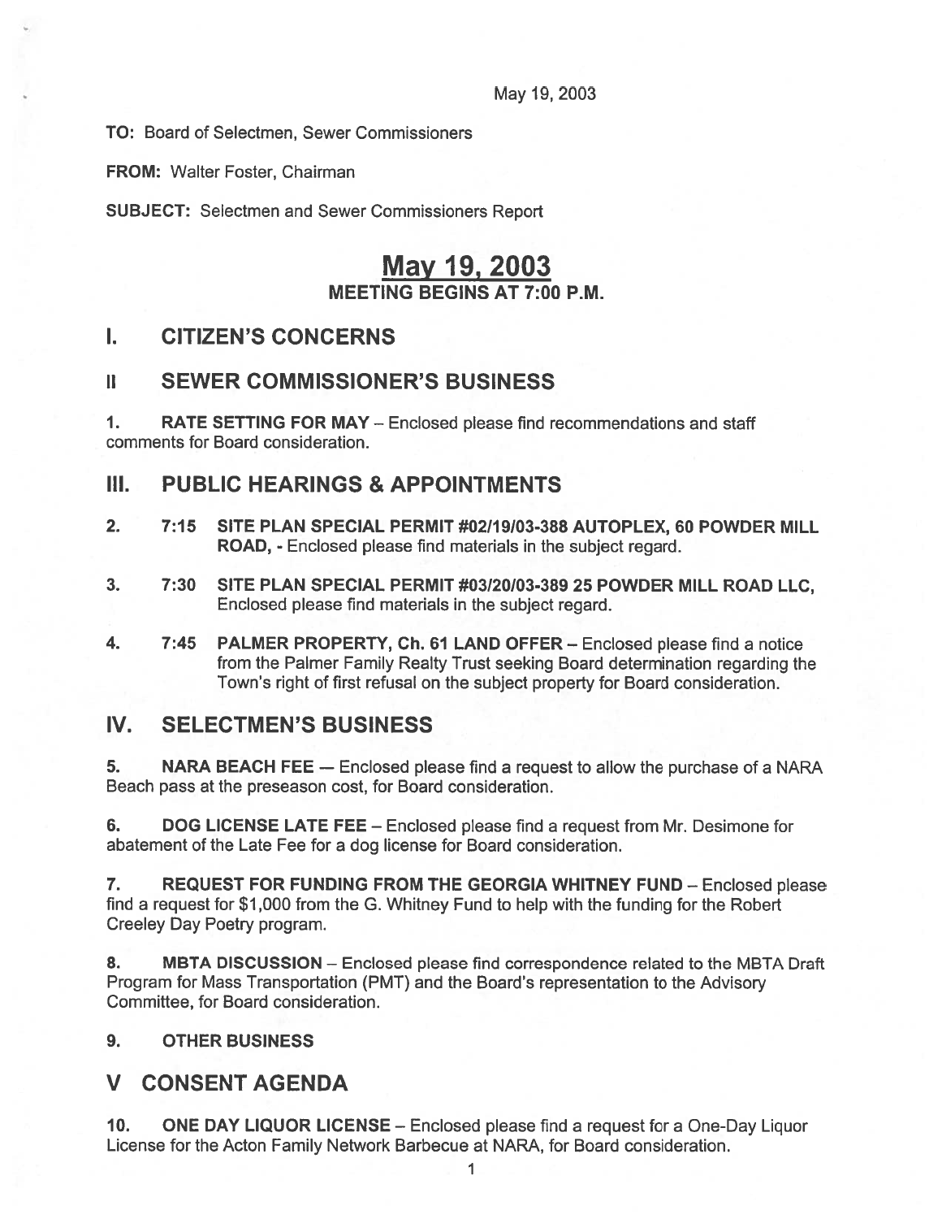May 19, 2003

**TO:** Board of Selectmen, Sewer Commissioners

**FROM:** Walter Foster, Chairman

**SUBJECT:** Selectmen and Sewer Commissioners Report

# May 19, 2003

## MEETING BEGINS AT 7:00 P.M.

## I. CITIZEN'S CONCERNS

## II SEWER COMMISSIONER'S BUSINESS

**1. RATE SETTING FOR MAY** – Enclosed please find recommendations and staff comments for Board consideration.

## III. PUBLIC HEARINGS & APPOINTMENTS

**2. 7:15 SITE PLAN SPECIAL PERMIT #02/19/03-388 AUTOPLEX, 60 POWDER MILL ROAD,** - Enclosed please find materials in the subject regard.

**3. 7:30 SITE PLAN SPECIAL PERMIT #03/20/03-389 25 POWDER MILL ROAD LLC,** Enclosed please find materials in the subject regard.

**4. 7:45 PALMER PROPERTY, Ch. 61 LAND OFFER** – Enclosed please find a notice from the Palmer Family Realty Trust seeking Board determination regarding the Town's right of first refusal on the subject property for Board consideration.

## IV. SELECTMEN'S BUSINESS

**5. NARA BEACH FEE** — Enclosed please find a request to allow the purchase of a NARA Beach pass at the preseason cost, for Board consideration.

**6. DOG LICENSE LATE FEE** – Enclosed please find a request from Mr. Desimone for abatement of the Late Fee for a dog license for Board consideration.

**7. REQUEST FOR FUNDING FROM THE GEORGIA WHITNEY FUND** – Enclosed please find a request for $1,000 from the G. Whitney Fund to help with the funding for the Robert Creeley Day Poetry program.

**8. MBTA DISCUSSION** – Enclosed please find correspondence related to the MBTA Draft Program for Mass Transportation (PMT) and the Board's representation to the Advisory Committee, for Board consideration.

**9. OTHER BUSINESS**

## V CONSENT AGENDA

**10. ONE DAY LIQUOR LICENSE** – Enclosed please find a request for a One-Day Liquor License for the Acton Family Network Barbecue at NARA, for Board consideration.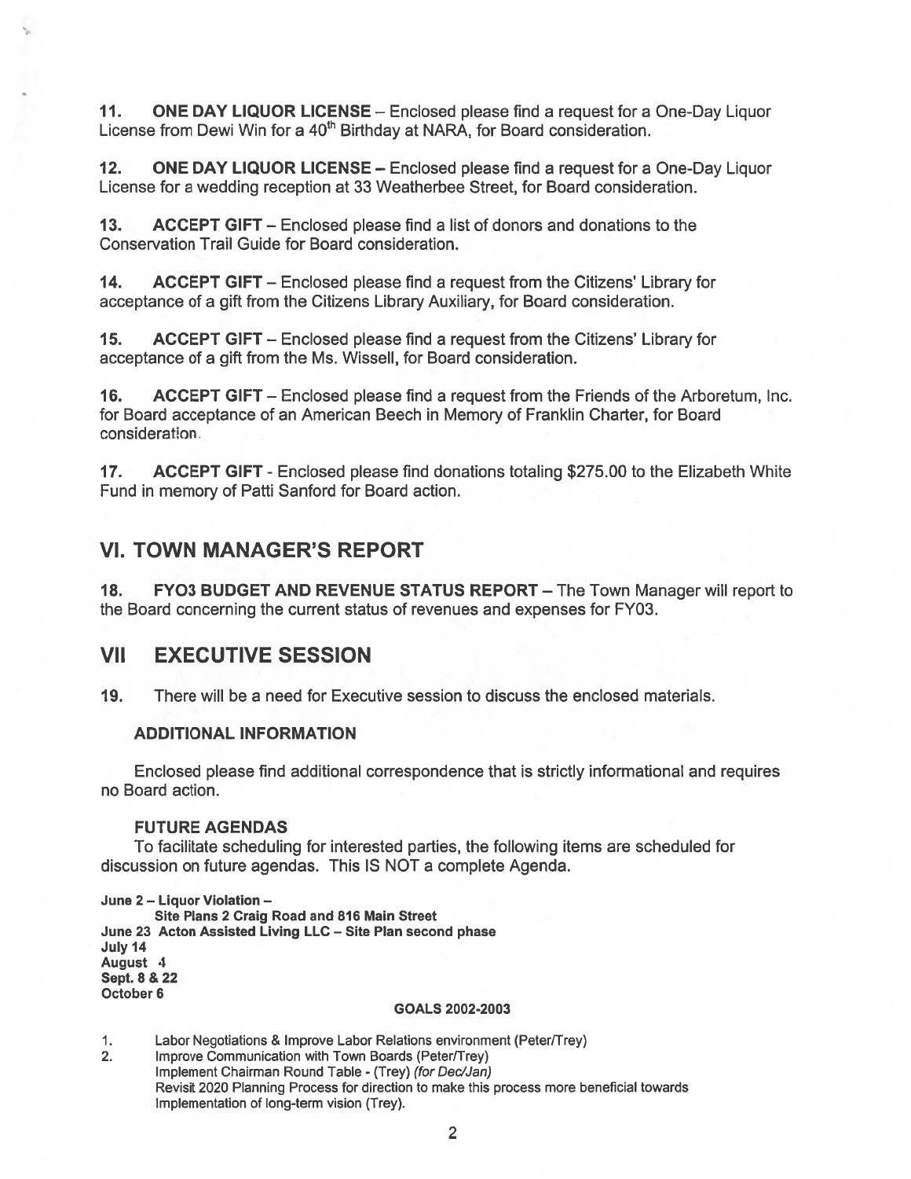**11. ONE DAY LIQUOR LICENSE** – Enclosed please find a request for a One-Day Liquor License from Dewi Win for a 40th Birthday at NARA, for Board consideration.

**12. ONE DAY LIQUOR LICENSE** – Enclosed please find a request for a One-Day Liquor License for a wedding reception at 33 Weatherbee Street, for Board consideration.

**13. ACCEPT GIFT** – Enclosed please find a list of donors and donations to the Conservation Trail Guide for Board consideration.

**14. ACCEPT GIFT** – Enclosed please find a request from the Citizens' Library for acceptance of a gift from the Citizens Library Auxiliary, for Board consideration.

**15. ACCEPT GIFT** – Enclosed please find a request from the Citizens' Library for acceptance of a gift from the Ms. Wissell, for Board consideration.

**16. ACCEPT GIFT** – Enclosed please find a request from the Friends of the Arboretum, Inc. for Board acceptance of an American Beech in Memory of Franklin Charter, for Board consideration.

**17. ACCEPT GIFT** - Enclosed please find donations totaling $275.00 to the Elizabeth White Fund in memory of Patti Sanford for Board action.

## VI. TOWN MANAGER'S REPORT

**18. FY03 BUDGET AND REVENUE STATUS REPORT** – The Town Manager will report to the Board concerning the current status of revenues and expenses for FY03.

## VII EXECUTIVE SESSION

19. There will be a need for Executive session to discuss the enclosed materials.

### ADDITIONAL INFORMATION

Enclosed please find additional correspondence that is strictly informational and requires no Board action.

### FUTURE AGENDAS

To facilitate scheduling for interested parties, the following items are scheduled for discussion on future agendas. This IS NOT a complete Agenda.

**June 2 – Liquor Violation –**
**Site Plans 2 Craig Road and 816 Main Street**
**June 23 Acton Assisted Living LLC – Site Plan second phase**
**July 14**
**August 4**
**Sept. 8 & 22**
**October 6**

**GOALS 2002-2003**

1. Labor Negotiations & Improve Labor Relations environment (Peter/Trey)
2. Improve Communication with Town Boards (Peter/Trey)
   Implement Chairman Round Table - (Trey) *(for Dec/Jan)*
   Revisit 2020 Planning Process for direction to make this process more beneficial towards implementation of long-term vision (Trey).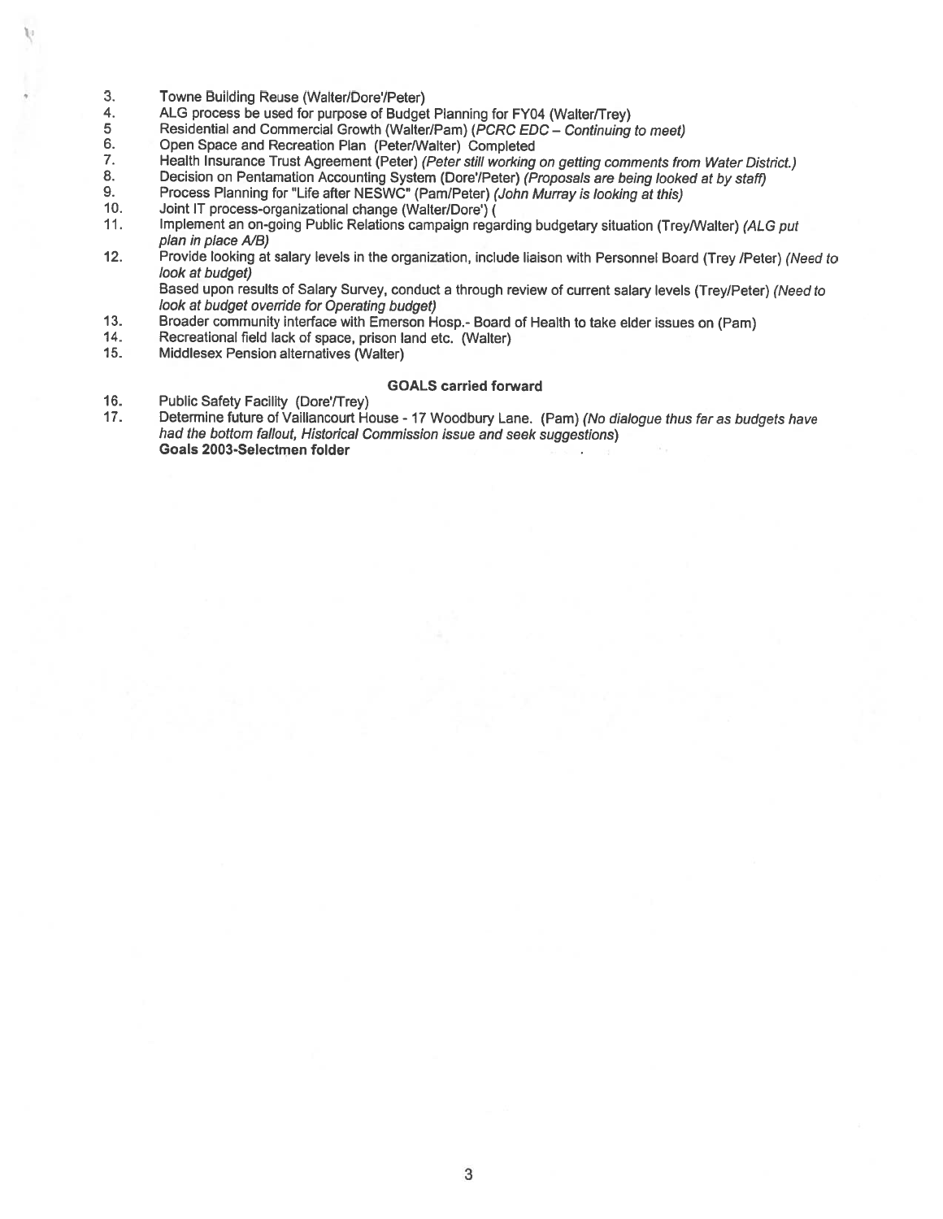3. Towne Building Reuse (Walter/Dore'/Peter)
4. ALG process be used for purpose of Budget Planning for FY04 (Walter/Trey)
5 Residential and Commercial Growth (Walter/Pam) *(PCRC EDC – Continuing to meet)*
6. Open Space and Recreation Plan (Peter/Walter) Completed
7. Health Insurance Trust Agreement (Peter) *(Peter still working on getting comments from Water District.)*
8. Decision on Pentamation Accounting System (Dore'/Peter) *(Proposals are being looked at by staff)*
9. Process Planning for "Life after NESWC" (Pam/Peter) *(John Murray is looking at this)*
10. Joint IT process-organizational change (Walter/Dore') (
11. Implement an on-going Public Relations campaign regarding budgetary situation (Trey/Walter) *(ALG put plan in place A/B)*
12. Provide looking at salary levels in the organization, include liaison with Personnel Board (Trey /Peter) *(Need to look at budget)*
    Based upon results of Salary Survey, conduct a through review of current salary levels (Trey/Peter) *(Need to look at budget override for Operating budget)*
13. Broader community interface with Emerson Hosp.- Board of Health to take elder issues on (Pam)
14. Recreational field lack of space, prison land etc. (Walter)
15. Middlesex Pension alternatives (Walter)

**GOALS carried forward**

16. Public Safety Facility (Dore'/Trey)
17. Determine future of Vaillancourt House - 17 Woodbury Lane. (Pam) *(No dialogue thus far as budgets have had the bottom fallout, Historical Commission issue and seek suggestions)*
    **Goals 2003-Selectmen folder**